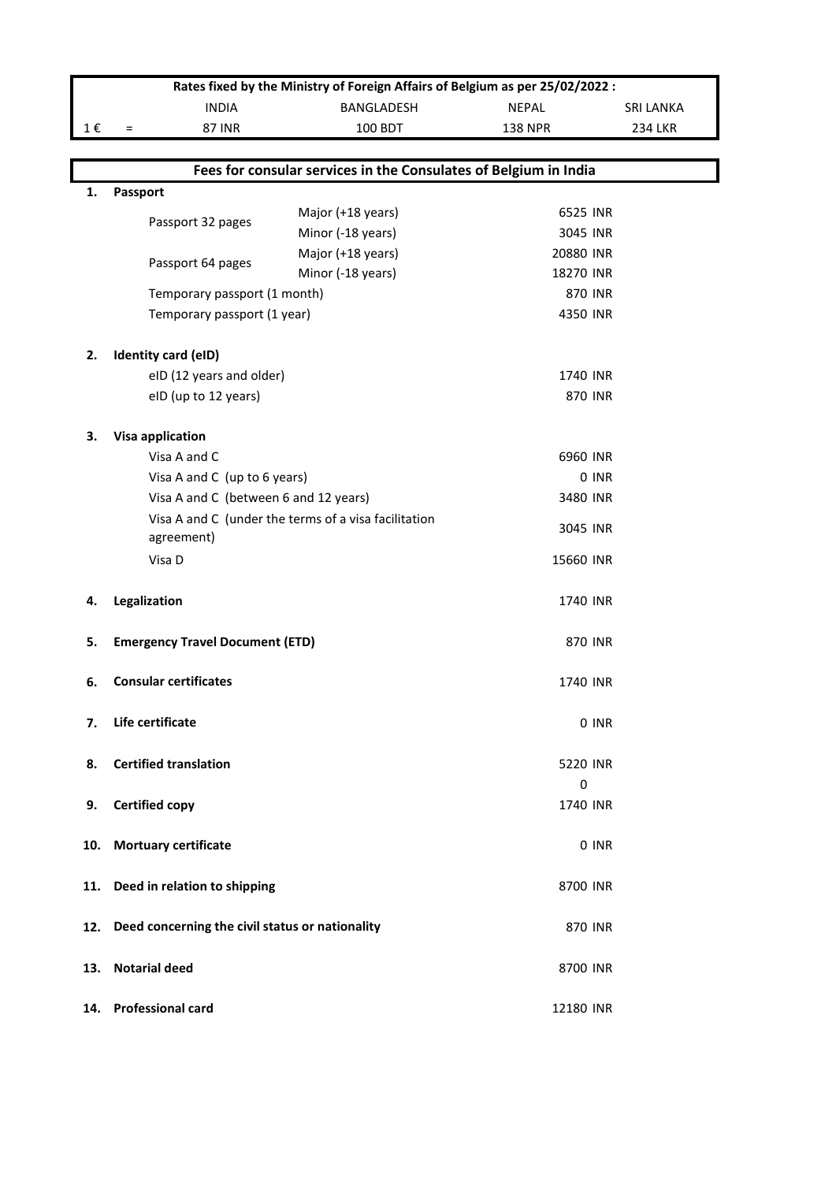| Rates fixed by the Ministry of Foreign Affairs of Belgium as per 25/02/2022 : | | | | | |
|---|---|---|---|---|---|
| | | INDIA | BANGLADESH | NEPAL | SRI LANKA |
| 1 € | = | 87 INR | 100 BDT | 138 NPR | 234 LKR |

## Fees for consular services in the Consulates of Belgium in India

| No. | Service | | Fee |
|---|---|---|---|
| **1.** | **Passport** | | |
| | Passport 32 pages | Major (+18 years) | 6525 INR |
| | | Minor (-18 years) | 3045 INR |
| | Passport 64 pages | Major (+18 years) | 20880 INR |
| | | Minor (-18 years) | 18270 INR |
| | Temporary passport (1 month) | | 870 INR |
| | Temporary passport (1 year) | | 4350 INR |
| **2.** | **Identity card (eID)** | | |
| | eID (12 years and older) | | 1740 INR |
| | eID (up to 12 years) | | 870 INR |
| **3.** | **Visa application** | | |
| | Visa A and C | | 6960 INR |
| | Visa A and C (up to 6 years) | | 0 INR |
| | Visa A and C (between 6 and 12 years) | | 3480 INR |
| | Visa A and C (under the terms of a visa facilitation agreement) | | 3045 INR |
| | Visa D | | 15660 INR |
| **4.** | **Legalization** | | 1740 INR |
| **5.** | **Emergency Travel Document (ETD)** | | 870 INR |
| **6.** | **Consular certificates** | | 1740 INR |
| **7.** | **Life certificate** | | 0 INR |
| **8.** | **Certified translation** | | 5220 INR |
| | | | 0 |
| **9.** | **Certified copy** | | 1740 INR |
| **10.** | **Mortuary certificate** | | 0 INR |
| **11.** | **Deed in relation to shipping** | | 8700 INR |
| **12.** | **Deed concerning the civil status or nationality** | | 870 INR |
| **13.** | **Notarial deed** | | 8700 INR |
| **14.** | **Professional card** | | 12180 INR |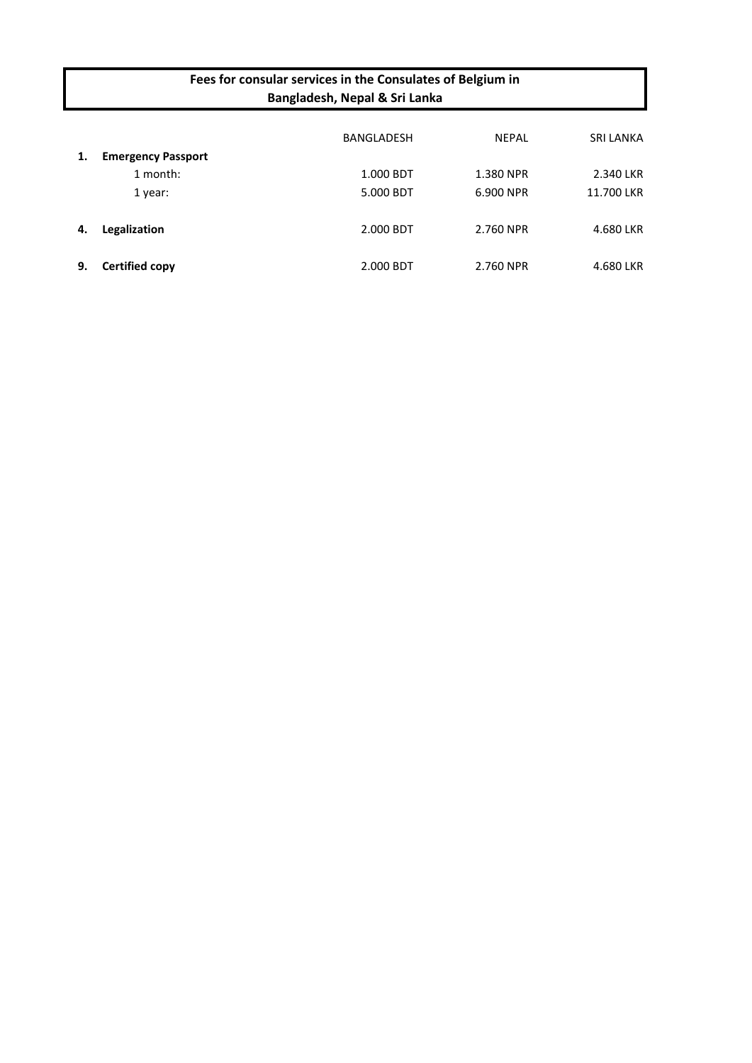## Fees for consular services in the Consulates of Belgium in Bangladesh, Nepal & Sri Lanka

| | | BANGLADESH | NEPAL | SRI LANKA |
|---|---|---|---|---|
| **1.** | **Emergency Passport** | | | |
| | 1 month: | 1.000 BDT | 1.380 NPR | 2.340 LKR |
| | 1 year: | 5.000 BDT | 6.900 NPR | 11.700 LKR |
| **4.** | **Legalization** | 2.000 BDT | 2.760 NPR | 4.680 LKR |
| **9.** | **Certified copy** | 2.000 BDT | 2.760 NPR | 4.680 LKR |